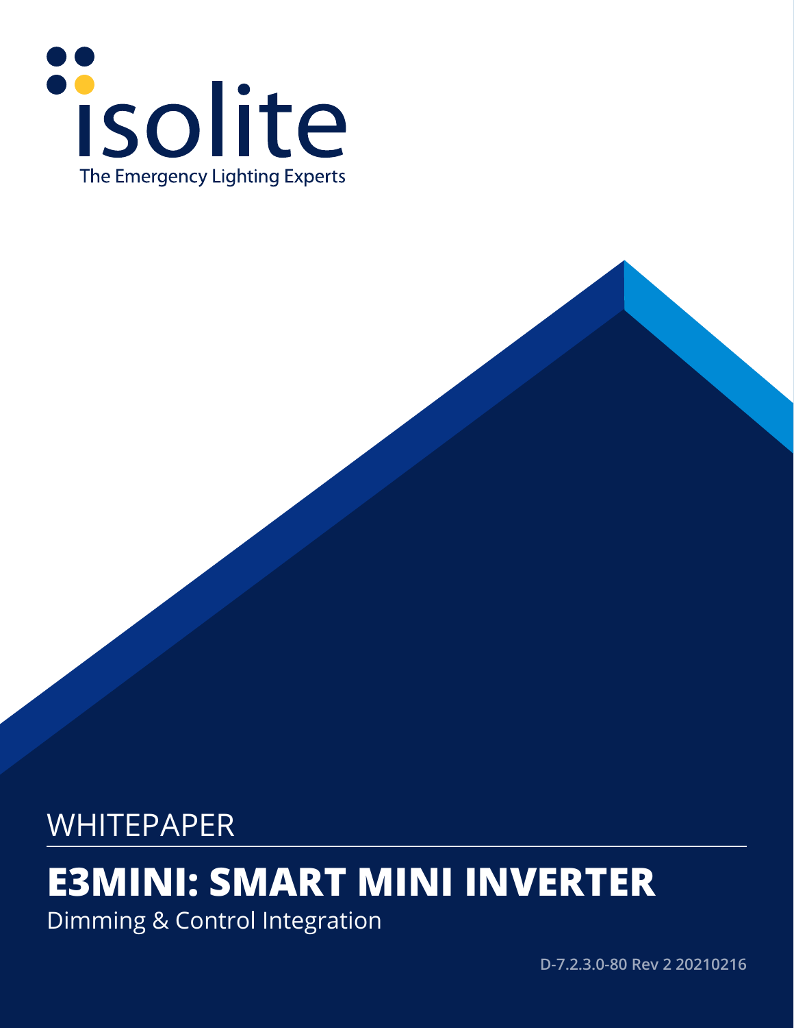isolite

The Emergency Lighting Experts

WHITEPAPER

# E3MINI: SMART MINI INVERTER

Dimming & Control Integration

D-7.2.3.0-80 Rev 2 20210216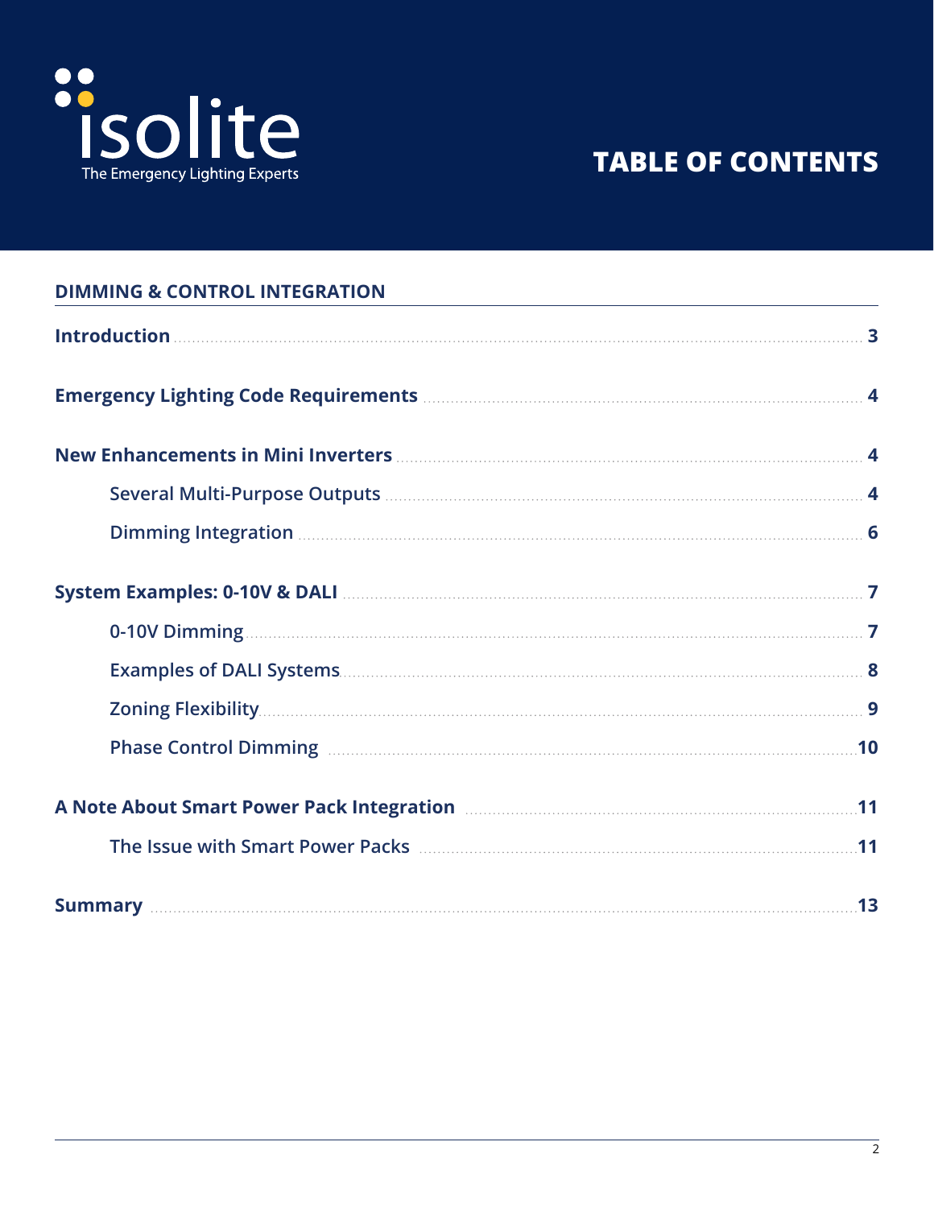isolite

The Emergency Lighting Experts

# TABLE OF CONTENTS

## DIMMING & CONTROL INTEGRATION

**Introduction** ........ 3

**Emergency Lighting Code Requirements** ........ 4

**New Enhancements in Mini Inverters** ........ 4

- Several Multi-Purpose Outputs ........ 4
- Dimming Integration ........ 6

**System Examples: 0-10V & DALI** ........ 7

- 0-10V Dimming ........ 7
- Examples of DALI Systems ........ 8
- Zoning Flexibility ........ 9
- Phase Control Dimming ........ 10

**A Note About Smart Power Pack Integration** ........ 11

- The Issue with Smart Power Packs ........ 11

**Summary** ........ 13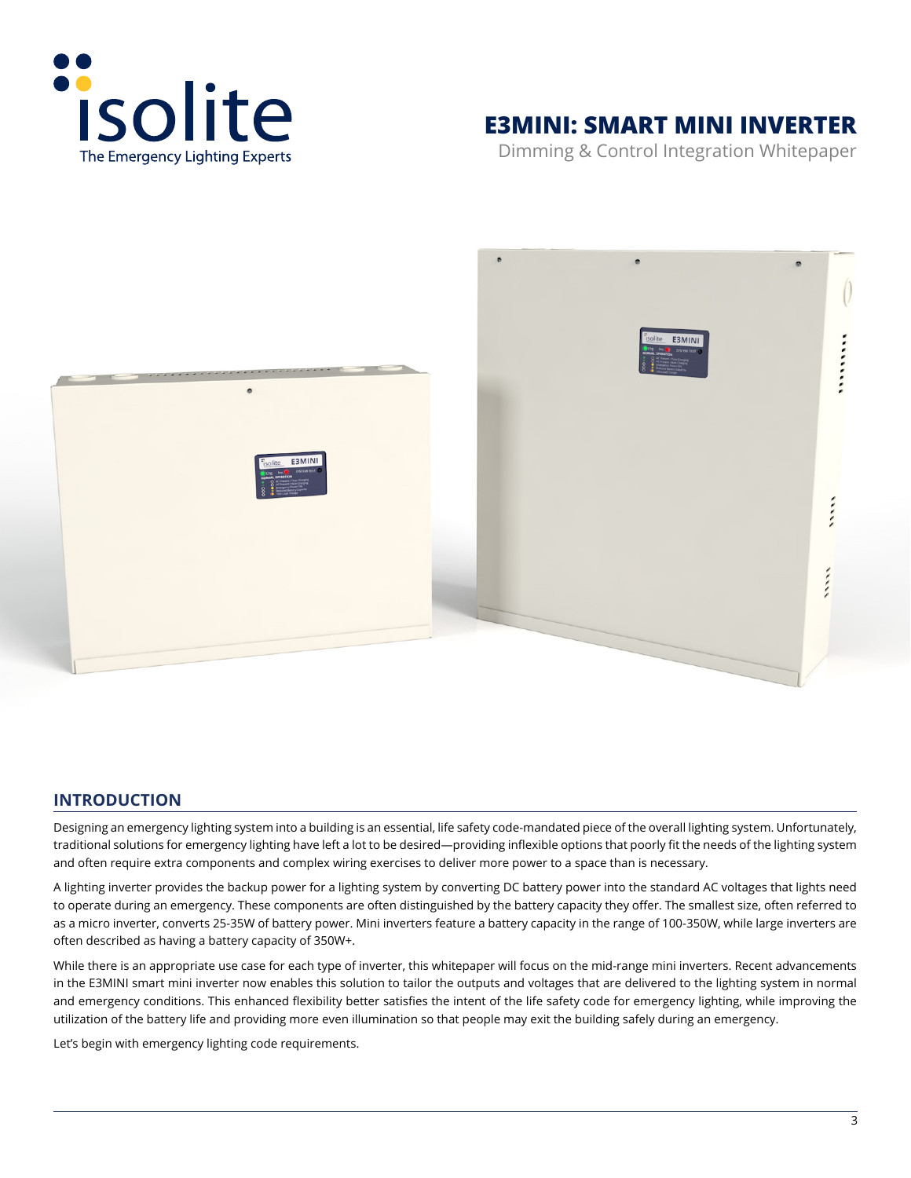isolite

The Emergency Lighting Experts

# E3MINI: SMART MINI INVERTER

Dimming & Control Integration Whitepaper

## INTRODUCTION

Designing an emergency lighting system into a building is an essential, life safety code-mandated piece of the overall lighting system. Unfortunately, traditional solutions for emergency lighting have left a lot to be desired—providing inflexible options that poorly fit the needs of the lighting system and often require extra components and complex wiring exercises to deliver more power to a space than is necessary.

A lighting inverter provides the backup power for a lighting system by converting DC battery power into the standard AC voltages that lights need to operate during an emergency. These components are often distinguished by the battery capacity they offer. The smallest size, often referred to as a micro inverter, converts 25-35W of battery power. Mini inverters feature a battery capacity in the range of 100-350W, while large inverters are often described as having a battery capacity of 350W+.

While there is an appropriate use case for each type of inverter, this whitepaper will focus on the mid-range mini inverters. Recent advancements in the E3MINI smart mini inverter now enables this solution to tailor the outputs and voltages that are delivered to the lighting system in normal and emergency conditions. This enhanced flexibility better satisfies the intent of the life safety code for emergency lighting, while improving the utilization of the battery life and providing more even illumination so that people may exit the building safely during an emergency.

Let's begin with emergency lighting code requirements.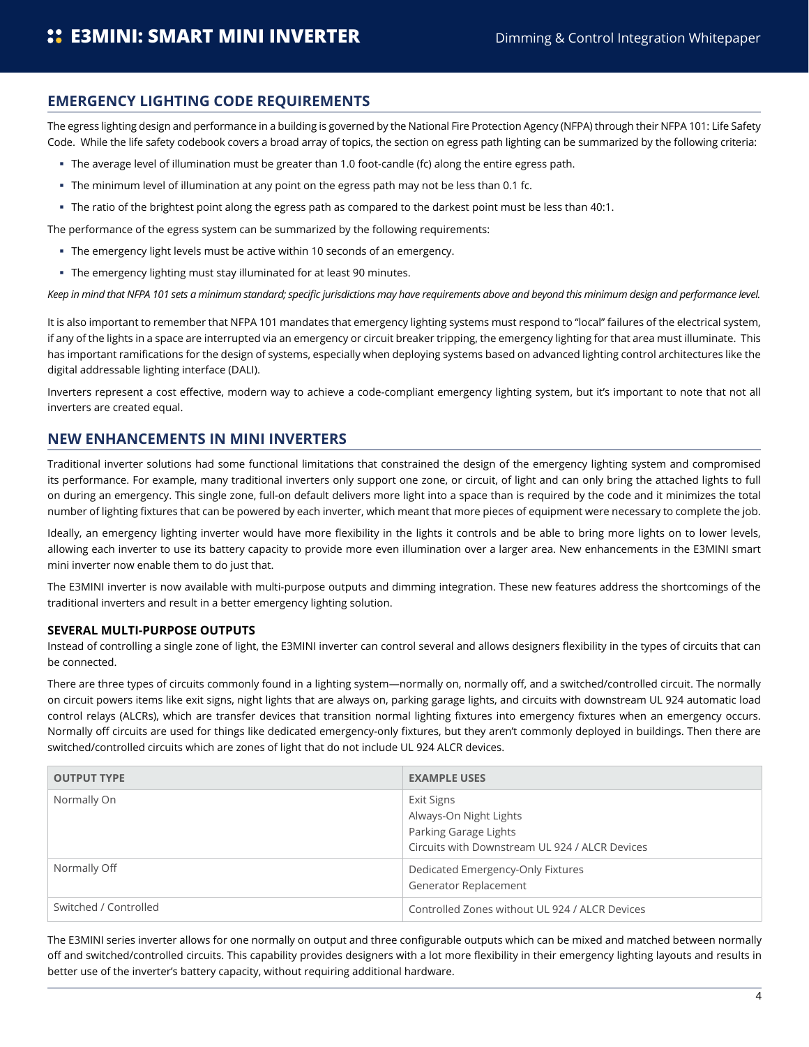## EMERGENCY LIGHTING CODE REQUIREMENTS

The egress lighting design and performance in a building is governed by the National Fire Protection Agency (NFPA) through their NFPA 101: Life Safety Code. While the life safety codebook covers a broad array of topics, the section on egress path lighting can be summarized by the following criteria:

- The average level of illumination must be greater than 1.0 foot-candle (fc) along the entire egress path.
- The minimum level of illumination at any point on the egress path may not be less than 0.1 fc.
- The ratio of the brightest point along the egress path as compared to the darkest point must be less than 40:1.

The performance of the egress system can be summarized by the following requirements:

- The emergency light levels must be active within 10 seconds of an emergency.
- The emergency lighting must stay illuminated for at least 90 minutes.

*Keep in mind that NFPA 101 sets a minimum standard; specific jurisdictions may have requirements above and beyond this minimum design and performance level.*

It is also important to remember that NFPA 101 mandates that emergency lighting systems must respond to "local" failures of the electrical system, if any of the lights in a space are interrupted via an emergency or circuit breaker tripping, the emergency lighting for that area must illuminate. This has important ramifications for the design of systems, especially when deploying systems based on advanced lighting control architectures like the digital addressable lighting interface (DALI).

Inverters represent a cost effective, modern way to achieve a code-compliant emergency lighting system, but it's important to note that not all inverters are created equal.

## NEW ENHANCEMENTS IN MINI INVERTERS

Traditional inverter solutions had some functional limitations that constrained the design of the emergency lighting system and compromised its performance. For example, many traditional inverters only support one zone, or circuit, of light and can only bring the attached lights to full on during an emergency. This single zone, full-on default delivers more light into a space than is required by the code and it minimizes the total number of lighting fixtures that can be powered by each inverter, which meant that more pieces of equipment were necessary to complete the job.

Ideally, an emergency lighting inverter would have more flexibility in the lights it controls and be able to bring more lights on to lower levels, allowing each inverter to use its battery capacity to provide more even illumination over a larger area. New enhancements in the E3MINI smart mini inverter now enable them to do just that.

The E3MINI inverter is now available with multi-purpose outputs and dimming integration. These new features address the shortcomings of the traditional inverters and result in a better emergency lighting solution.

### SEVERAL MULTI-PURPOSE OUTPUTS

Instead of controlling a single zone of light, the E3MINI inverter can control several and allows designers flexibility in the types of circuits that can be connected.

There are three types of circuits commonly found in a lighting system—normally on, normally off, and a switched/controlled circuit. The normally on circuit powers items like exit signs, night lights that are always on, parking garage lights, and circuits with downstream UL 924 automatic load control relays (ALCRs), which are transfer devices that transition normal lighting fixtures into emergency fixtures when an emergency occurs. Normally off circuits are used for things like dedicated emergency-only fixtures, but they aren't commonly deployed in buildings. Then there are switched/controlled circuits which are zones of light that do not include UL 924 ALCR devices.

| OUTPUT TYPE | EXAMPLE USES |
|---|---|
| Normally On | Exit Signs<br>Always-On Night Lights<br>Parking Garage Lights<br>Circuits with Downstream UL 924 / ALCR Devices |
| Normally Off | Dedicated Emergency-Only Fixtures<br>Generator Replacement |
| Switched / Controlled | Controlled Zones without UL 924 / ALCR Devices |

The E3MINI series inverter allows for one normally on output and three configurable outputs which can be mixed and matched between normally off and switched/controlled circuits. This capability provides designers with a lot more flexibility in their emergency lighting layouts and results in better use of the inverter's battery capacity, without requiring additional hardware.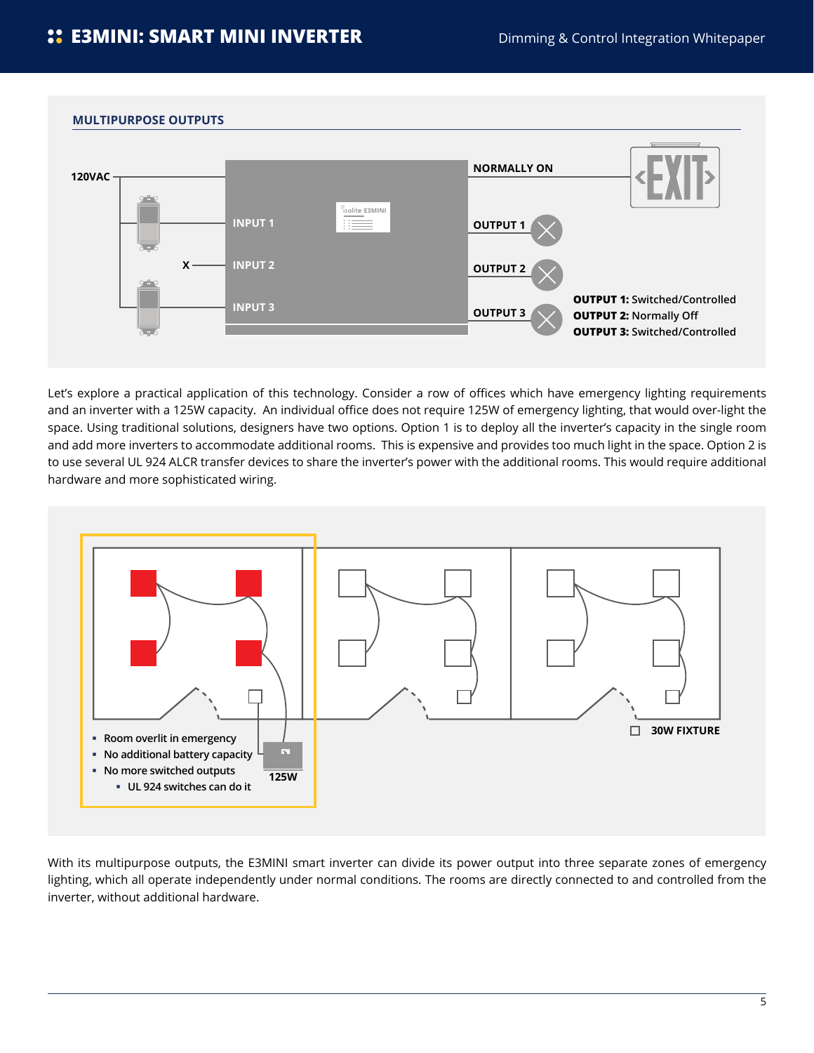## MULTIPURPOSE OUTPUTS

120VAC

INPUT 1

INPUT 2

INPUT 3

X

NORMALLY ON

OUTPUT 1

OUTPUT 2

OUTPUT 3

**OUTPUT 1:** Switched/Controlled
**OUTPUT 2:** Normally Off
**OUTPUT 3:** Switched/Controlled

Let's explore a practical application of this technology. Consider a row of offices which have emergency lighting requirements and an inverter with a 125W capacity. An individual office does not require 125W of emergency lighting, that would over-light the space. Using traditional solutions, designers have two options. Option 1 is to deploy all the inverter's capacity in the single room and add more inverters to accommodate additional rooms. This is expensive and provides too much light in the space. Option 2 is to use several UL 924 ALCR transfer devices to share the inverter's power with the additional rooms. This would require additional hardware and more sophisticated wiring.

- Room overlit in emergency
- No additional battery capacity
- No more switched outputs
  - UL 924 switches can do it

125W

30W FIXTURE

With its multipurpose outputs, the E3MINI smart inverter can divide its power output into three separate zones of emergency lighting, which all operate independently under normal conditions. The rooms are directly connected to and controlled from the inverter, without additional hardware.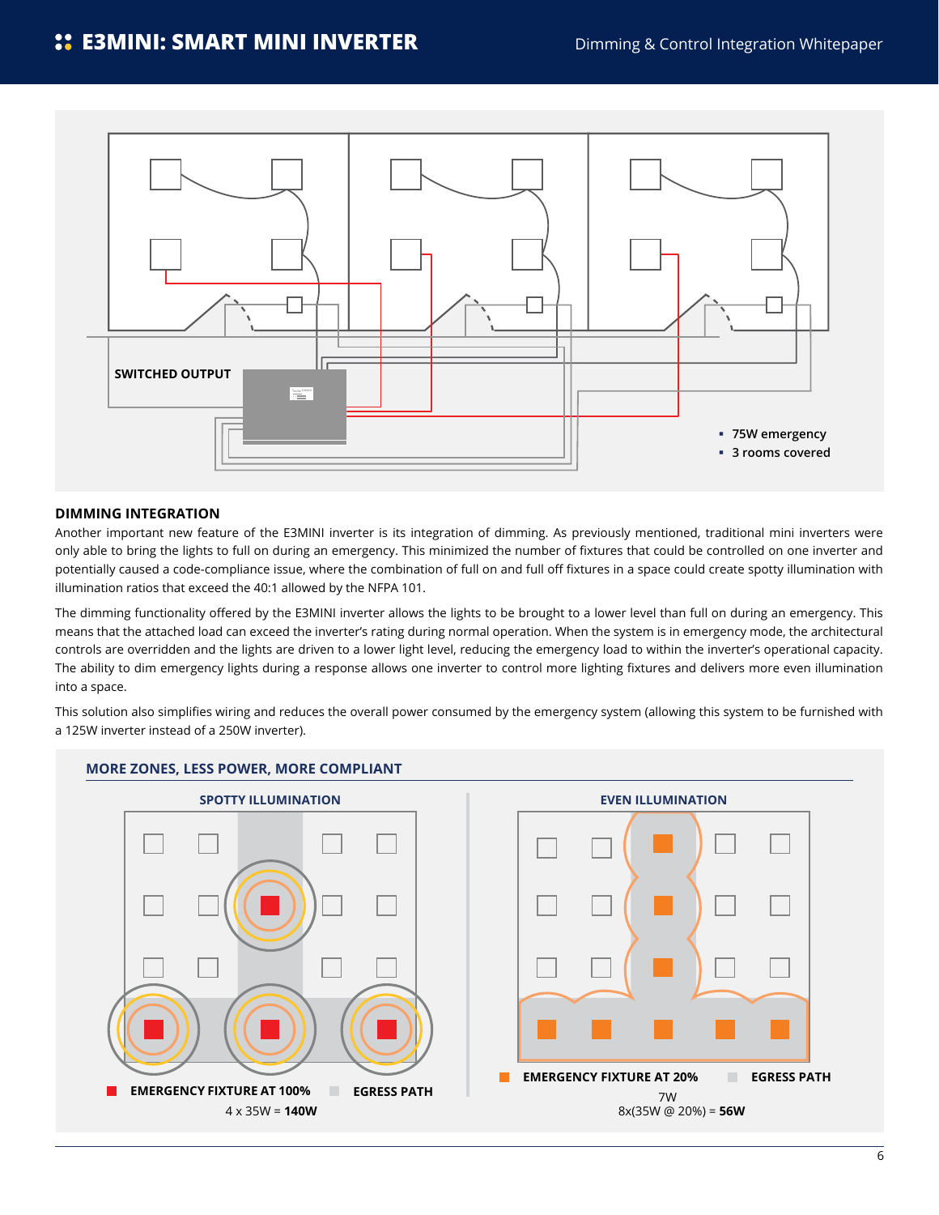SWITCHED OUTPUT

- 75W emergency
- 3 rooms covered

## DIMMING INTEGRATION

Another important new feature of the E3MINI inverter is its integration of dimming. As previously mentioned, traditional mini inverters were only able to bring the lights to full on during an emergency. This minimized the number of fixtures that could be controlled on one inverter and potentially caused a code-compliance issue, where the combination of full on and full off fixtures in a space could create spotty illumination with illumination ratios that exceed the 40:1 allowed by the NFPA 101.

The dimming functionality offered by the E3MINI inverter allows the lights to be brought to a lower level than full on during an emergency. This means that the attached load can exceed the inverter's rating during normal operation. When the system is in emergency mode, the architectural controls are overridden and the lights are driven to a lower light level, reducing the emergency load to within the inverter's operational capacity. The ability to dim emergency lights during a response allows one inverter to control more lighting fixtures and delivers more even illumination into a space.

This solution also simplifies wiring and reduces the overall power consumed by the emergency system (allowing this system to be furnished with a 125W inverter instead of a 250W inverter).

### MORE ZONES, LESS POWER, MORE COMPLIANT

**SPOTTY ILLUMINATION**

EMERGENCY FIXTURE AT 100% — EGRESS PATH

4 x 35W = **140W**

**EVEN ILLUMINATION**

EMERGENCY FIXTURE AT 20% — EGRESS PATH

7W
8x(35W @ 20%) = **56W**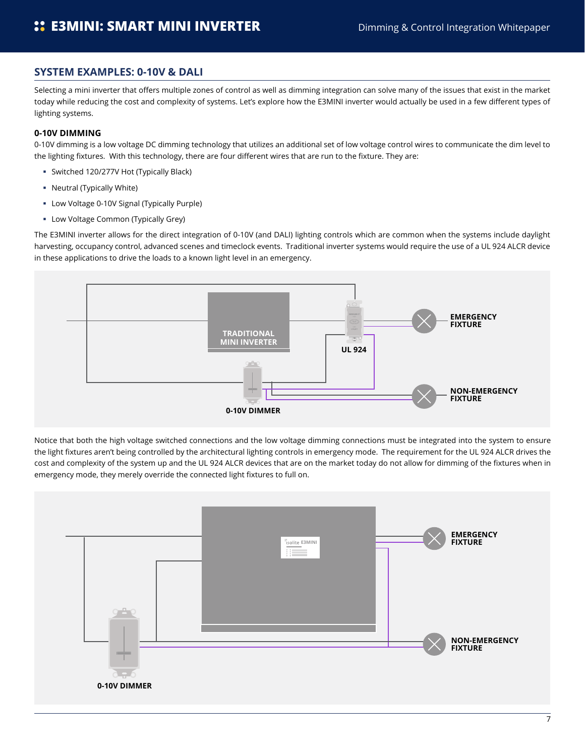## SYSTEM EXAMPLES: 0-10V & DALI

Selecting a mini inverter that offers multiple zones of control as well as dimming integration can solve many of the issues that exist in the market today while reducing the cost and complexity of systems. Let's explore how the E3MINI inverter would actually be used in a few different types of lighting systems.

### 0-10V DIMMING

0-10V dimming is a low voltage DC dimming technology that utilizes an additional set of low voltage control wires to communicate the dim level to the lighting fixtures. With this technology, there are four different wires that are run to the fixture. They are:

- Switched 120/277V Hot (Typically Black)
- Neutral (Typically White)
- Low Voltage 0-10V Signal (Typically Purple)
- Low Voltage Common (Typically Grey)

The E3MINI inverter allows for the direct integration of 0-10V (and DALI) lighting controls which are common when the systems include daylight harvesting, occupancy control, advanced scenes and timeclock events. Traditional inverter systems would require the use of a UL 924 ALCR device in these applications to drive the loads to a known light level in an emergency.

TRADITIONAL MINI INVERTER

UL 924

EMERGENCY FIXTURE

NON-EMERGENCY FIXTURE

0-10V DIMMER

Notice that both the high voltage switched connections and the low voltage dimming connections must be integrated into the system to ensure the light fixtures aren't being controlled by the architectural lighting controls in emergency mode. The requirement for the UL 924 ALCR drives the cost and complexity of the system up and the UL 924 ALCR devices that are on the market today do not allow for dimming of the fixtures when in emergency mode, they merely override the connected light fixtures to full on.

EMERGENCY FIXTURE

NON-EMERGENCY FIXTURE

0-10V DIMMER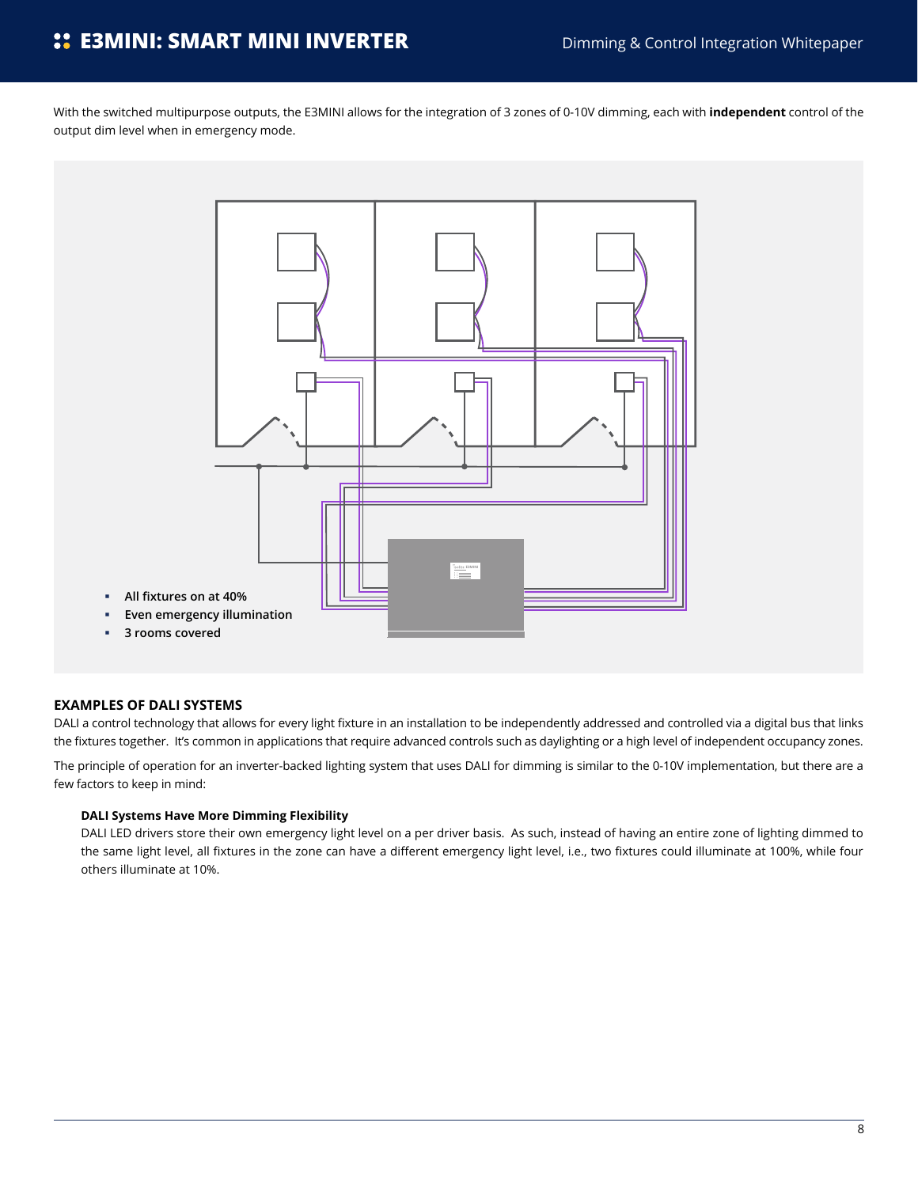With the switched multipurpose outputs, the E3MINI allows for the integration of 3 zones of 0-10V dimming, each with **independent** control of the output dim level when in emergency mode.

- **All fixtures on at 40%**
- **Even emergency illumination**
- **3 rooms covered**

### EXAMPLES OF DALI SYSTEMS

DALI a control technology that allows for every light fixture in an installation to be independently addressed and controlled via a digital bus that links the fixtures together.  It's common in applications that require advanced controls such as daylighting or a high level of independent occupancy zones.

The principle of operation for an inverter-backed lighting system that uses DALI for dimming is similar to the 0-10V implementation, but there are a few factors to keep in mind:

#### DALI Systems Have More Dimming Flexibility

DALI LED drivers store their own emergency light level on a per driver basis.  As such, instead of having an entire zone of lighting dimmed to the same light level, all fixtures in the zone can have a different emergency light level, i.e., two fixtures could illuminate at 100%, while four others illuminate at 10%.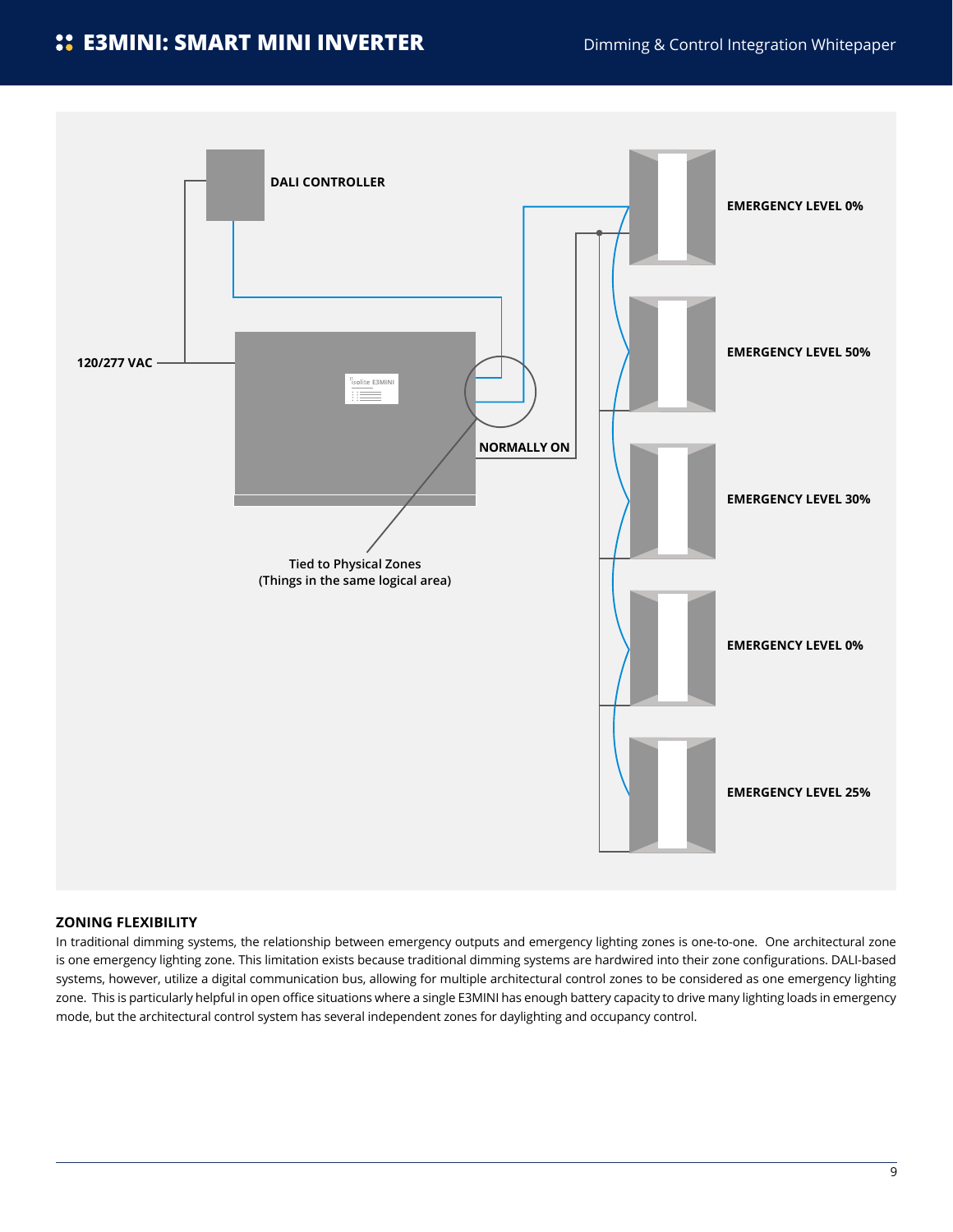DALI CONTROLLER

120/277 VAC

NORMALLY ON

Tied to Physical Zones
(Things in the same logical area)

EMERGENCY LEVEL 0%

EMERGENCY LEVEL 50%

EMERGENCY LEVEL 30%

EMERGENCY LEVEL 0%

EMERGENCY LEVEL 25%

## ZONING FLEXIBILITY

In traditional dimming systems, the relationship between emergency outputs and emergency lighting zones is one-to-one. One architectural zone is one emergency lighting zone. This limitation exists because traditional dimming systems are hardwired into their zone configurations. DALI-based systems, however, utilize a digital communication bus, allowing for multiple architectural control zones to be considered as one emergency lighting zone. This is particularly helpful in open office situations where a single E3MINI has enough battery capacity to drive many lighting loads in emergency mode, but the architectural control system has several independent zones for daylighting and occupancy control.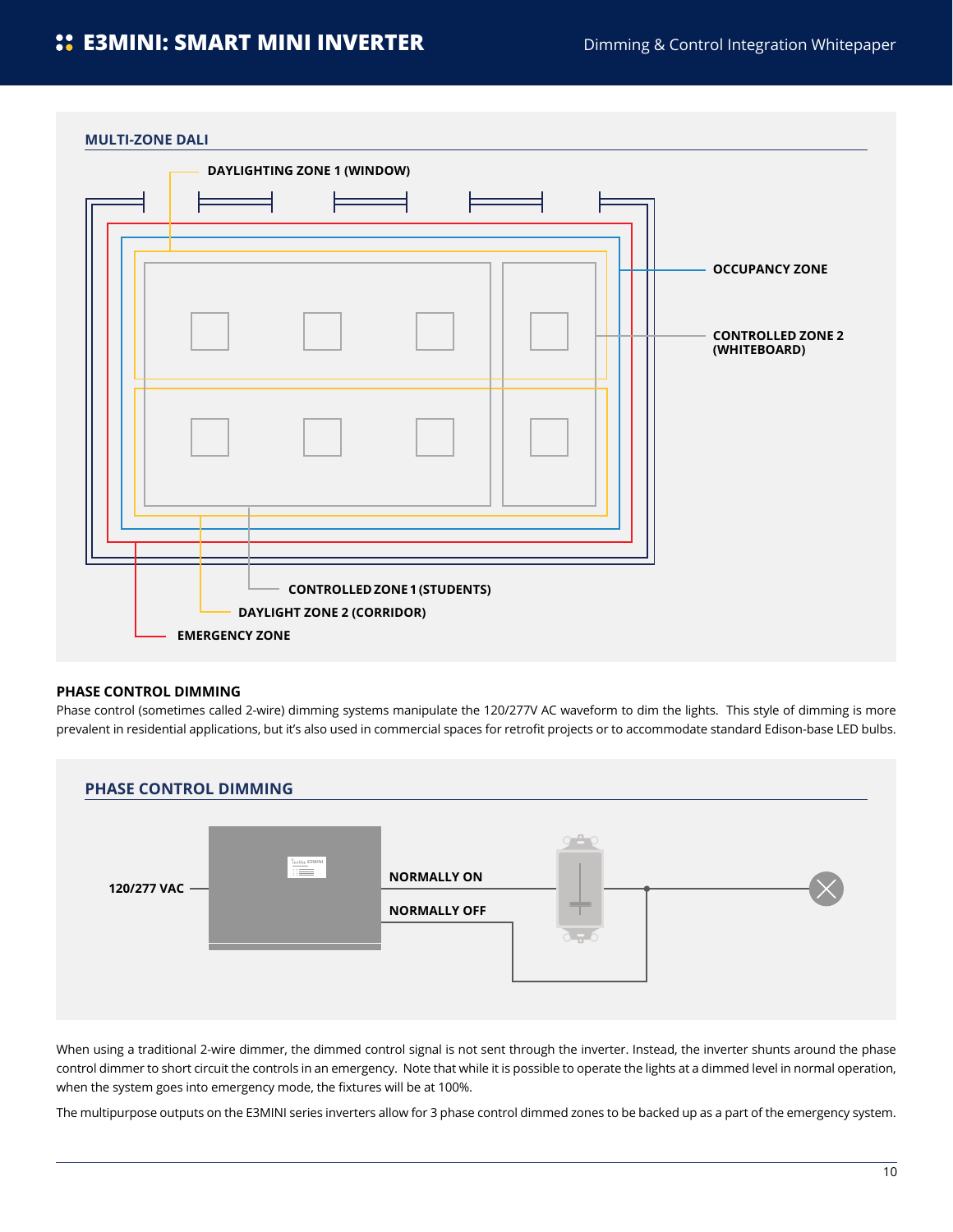## MULTI-ZONE DALI

DAYLIGHTING ZONE 1 (WINDOW)

OCCUPANCY ZONE

CONTROLLED ZONE 2 (WHITEBOARD)

CONTROLLED ZONE 1 (STUDENTS)

DAYLIGHT ZONE 2 (CORRIDOR)

EMERGENCY ZONE

### PHASE CONTROL DIMMING

Phase control (sometimes called 2-wire) dimming systems manipulate the 120/277V AC waveform to dim the lights. This style of dimming is more prevalent in residential applications, but it's also used in commercial spaces for retrofit projects or to accommodate standard Edison-base LED bulbs.

## PHASE CONTROL DIMMING

120/277 VAC

NORMALLY ON

NORMALLY OFF

When using a traditional 2-wire dimmer, the dimmed control signal is not sent through the inverter. Instead, the inverter shunts around the phase control dimmer to short circuit the controls in an emergency. Note that while it is possible to operate the lights at a dimmed level in normal operation, when the system goes into emergency mode, the fixtures will be at 100%.

The multipurpose outputs on the E3MINI series inverters allow for 3 phase control dimmed zones to be backed up as a part of the emergency system.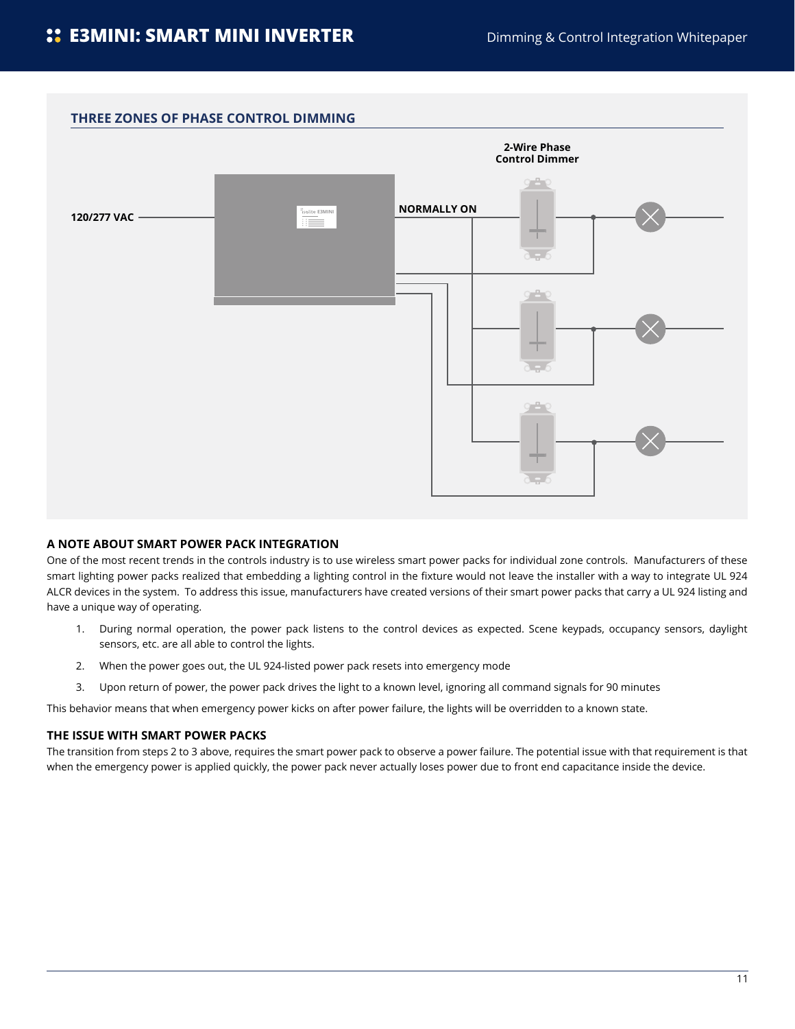## THREE ZONES OF PHASE CONTROL DIMMING

2-Wire Phase Control Dimmer

120/277 VAC

NORMALLY ON

### A NOTE ABOUT SMART POWER PACK INTEGRATION

One of the most recent trends in the controls industry is to use wireless smart power packs for individual zone controls. Manufacturers of these smart lighting power packs realized that embedding a lighting control in the fixture would not leave the installer with a way to integrate UL 924 ALCR devices in the system. To address this issue, manufacturers have created versions of their smart power packs that carry a UL 924 listing and have a unique way of operating.

1. During normal operation, the power pack listens to the control devices as expected. Scene keypads, occupancy sensors, daylight sensors, etc. are all able to control the lights.
2. When the power goes out, the UL 924-listed power pack resets into emergency mode
3. Upon return of power, the power pack drives the light to a known level, ignoring all command signals for 90 minutes

This behavior means that when emergency power kicks on after power failure, the lights will be overridden to a known state.

### THE ISSUE WITH SMART POWER PACKS

The transition from steps 2 to 3 above, requires the smart power pack to observe a power failure. The potential issue with that requirement is that when the emergency power is applied quickly, the power pack never actually loses power due to front end capacitance inside the device.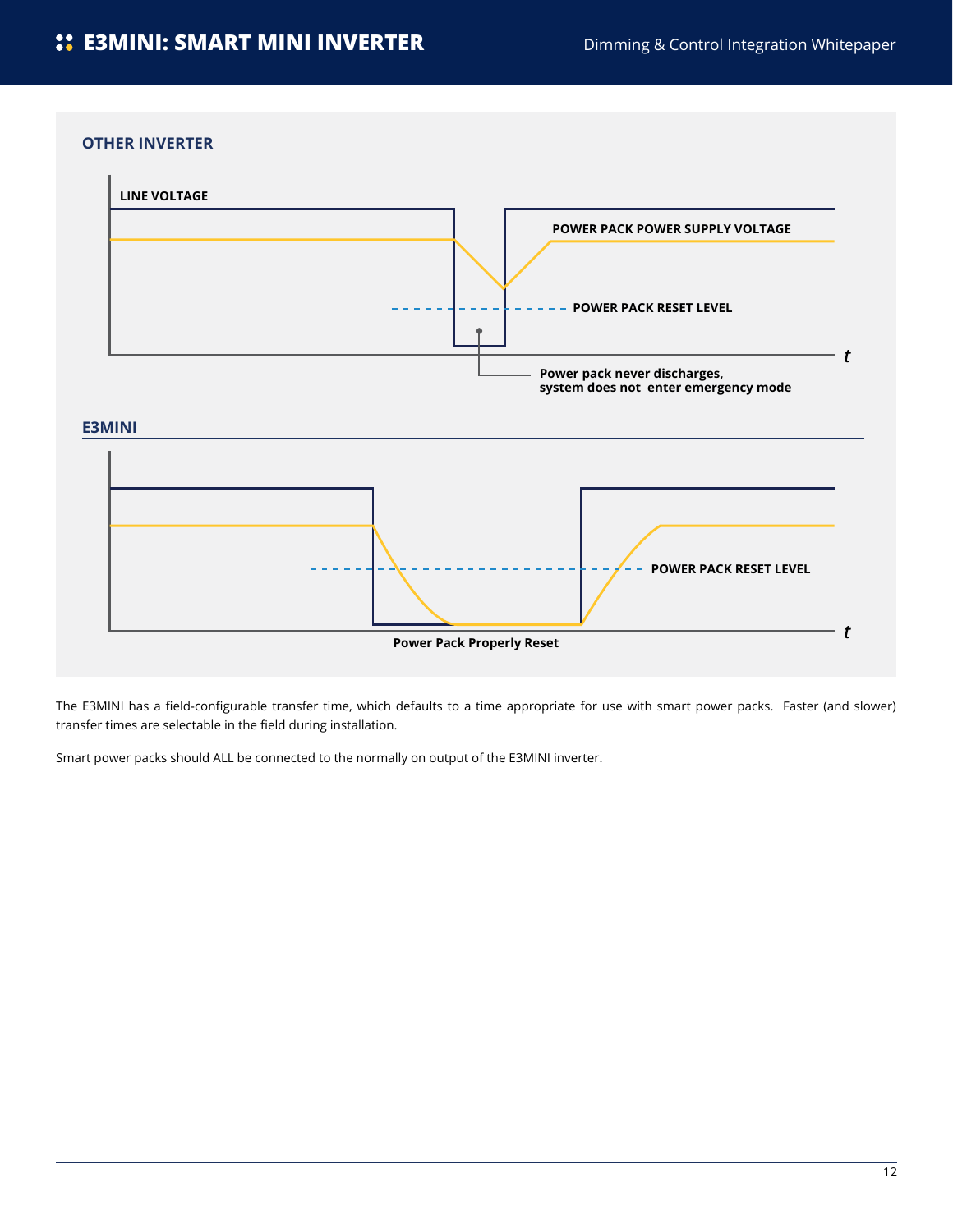## OTHER INVERTER

LINE VOLTAGE

POWER PACK POWER SUPPLY VOLTAGE

POWER PACK RESET LEVEL

*t*

Power pack never discharges, system does not enter emergency mode

## E3MINI

POWER PACK RESET LEVEL

*t*

Power Pack Properly Reset

The E3MINI has a field-configurable transfer time, which defaults to a time appropriate for use with smart power packs. Faster (and slower) transfer times are selectable in the field during installation.

Smart power packs should ALL be connected to the normally on output of the E3MINI inverter.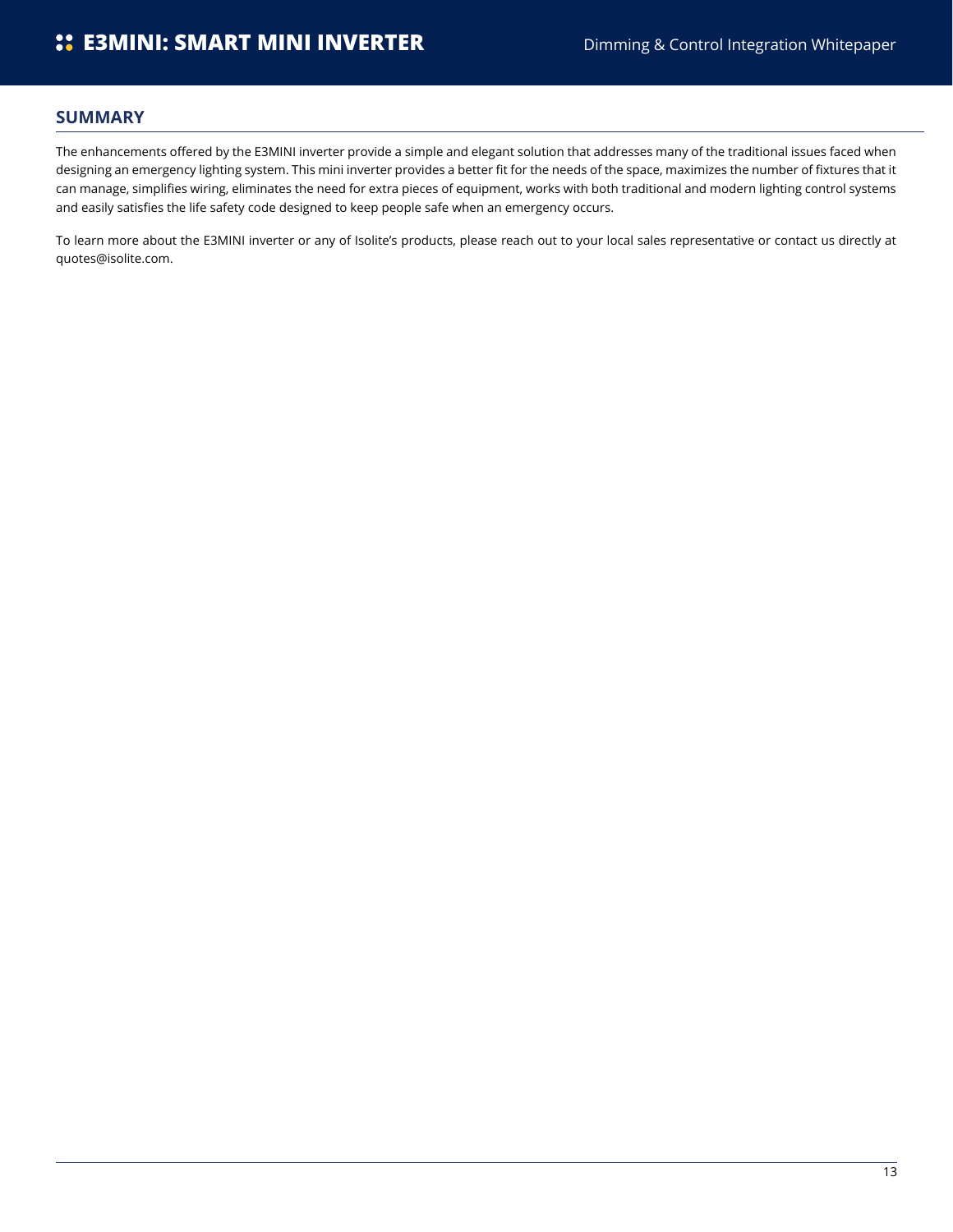## SUMMARY

The enhancements offered by the E3MINI inverter provide a simple and elegant solution that addresses many of the traditional issues faced when designing an emergency lighting system. This mini inverter provides a better fit for the needs of the space, maximizes the number of fixtures that it can manage, simplifies wiring, eliminates the need for extra pieces of equipment, works with both traditional and modern lighting control systems and easily satisfies the life safety code designed to keep people safe when an emergency occurs.

To learn more about the E3MINI inverter or any of Isolite's products, please reach out to your local sales representative or contact us directly at quotes@isolite.com.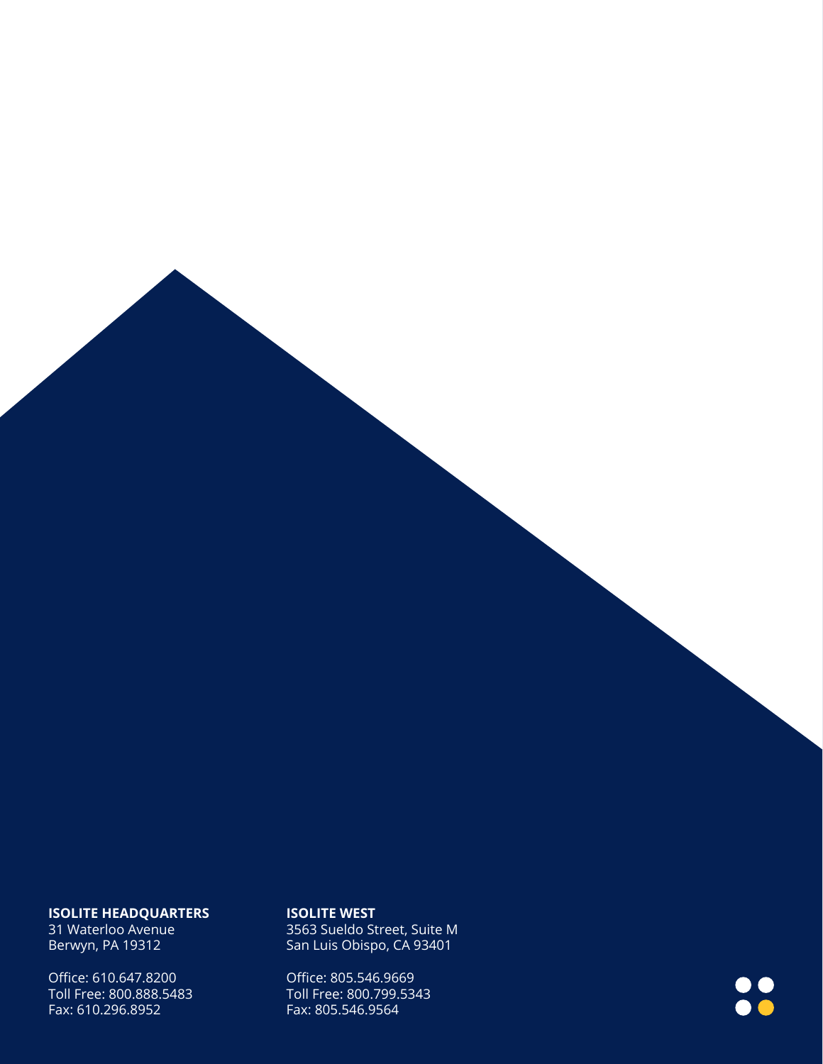**ISOLITE HEADQUARTERS**
31 Waterloo Avenue
Berwyn, PA 19312

Office: 610.647.8200
Toll Free: 800.888.5483
Fax: 610.296.8952

**ISOLITE WEST**
3563 Sueldo Street, Suite M
San Luis Obispo, CA 93401

Office: 805.546.9669
Toll Free: 800.799.5343
Fax: 805.546.9564